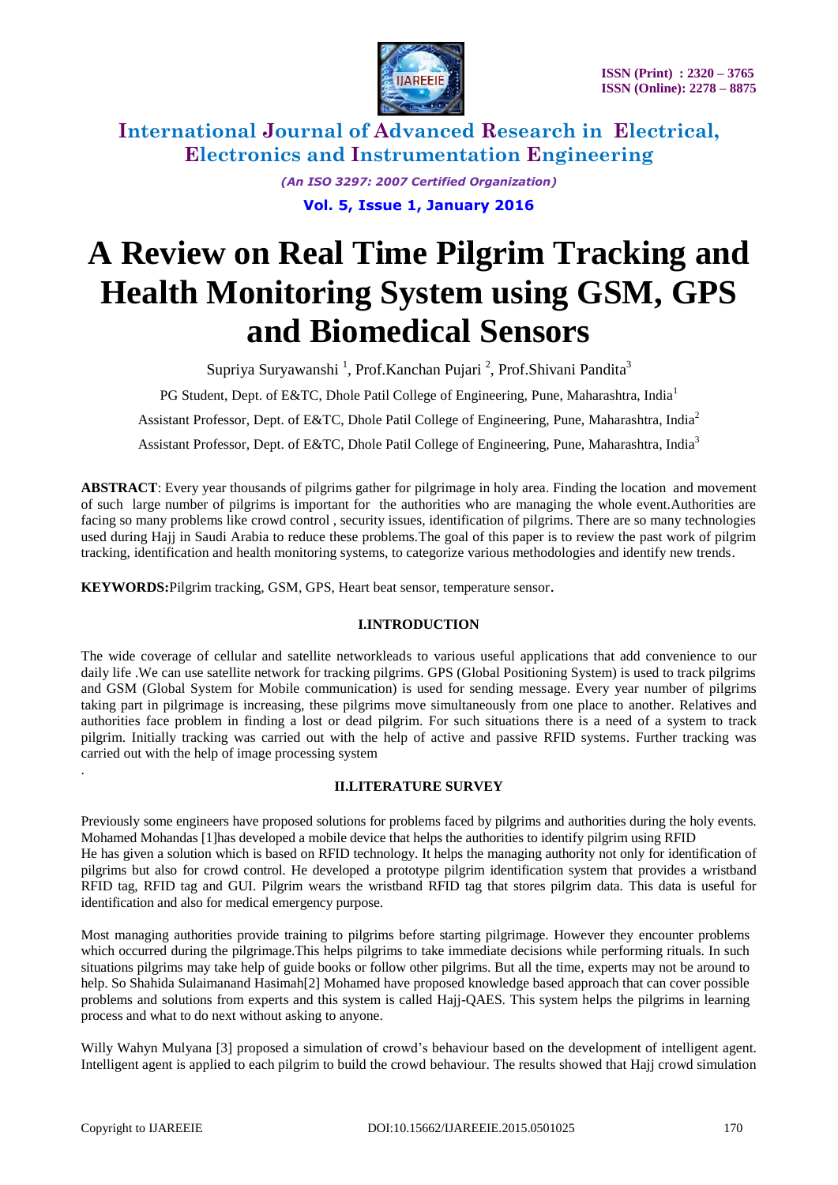# A Review on Real Time Pilgrim Tracking and Health Monitoring System using GSM, GPS and Biomedical Sensors

Supriya Suryawanshi [1], Prof.Kanchan Pujari [2], Prof.Shivani Pandita[3]

PG Student, Dept. of E&TC, Dhole Patil College of Engineering, Pune, Maharashtra, India[1]

Assistant Professor, Dept. of E&TC, Dhole Patil College of Engineering, Pune, Maharashtra, India[2]

Assistant Professor, Dept. of E&TC, Dhole Patil College of Engineering, Pune, Maharashtra, India[3]

**ABSTRACT**: Every year thousands of pilgrims gather for pilgrimage in holy area. Finding the location and movement of such large number of pilgrims is important for the authorities who are managing the whole event.Authorities are facing so many problems like crowd control , security issues, identification of pilgrims. There are so many technologies used during Hajj in Saudi Arabia to reduce these problems.The goal of this paper is to review the past work of pilgrim tracking, identification and health monitoring systems, to categorize various methodologies and identify new trends.

**KEYWORDS:**Pilgrim tracking, GSM, GPS, Heart beat sensor, temperature sensor.

## I.INTRODUCTION

The wide coverage of cellular and satellite networkleads to various useful applications that add convenience to our daily life .We can use satellite network for tracking pilgrims. GPS (Global Positioning System) is used to track pilgrims and GSM (Global System for Mobile communication) is used for sending message. Every year number of pilgrims taking part in pilgrimage is increasing, these pilgrims move simultaneously from one place to another. Relatives and authorities face problem in finding a lost or dead pilgrim. For such situations there is a need of a system to track pilgrim. Initially tracking was carried out with the help of active and passive RFID systems. Further tracking was carried out with the help of image processing system

.

## II.LITERATURE SURVEY

Previously some engineers have proposed solutions for problems faced by pilgrims and authorities during the holy events. Mohamed Mohandas [1]has developed a mobile device that helps the authorities to identify pilgrim using RFID
He has given a solution which is based on RFID technology. It helps the managing authority not only for identification of pilgrims but also for crowd control. He developed a prototype pilgrim identification system that provides a wristband RFID tag, RFID tag and GUI. Pilgrim wears the wristband RFID tag that stores pilgrim data. This data is useful for identification and also for medical emergency purpose.

Most managing authorities provide training to pilgrims before starting pilgrimage. However they encounter problems which occurred during the pilgrimage.This helps pilgrims to take immediate decisions while performing rituals. In such situations pilgrims may take help of guide books or follow other pilgrims. But all the time, experts may not be around to help. So Shahida Sulaimanand Hasimah[2] Mohamed have proposed knowledge based approach that can cover possible problems and solutions from experts and this system is called Hajj-QAES. This system helps the pilgrims in learning process and what to do next without asking to anyone.

Willy Wahyn Mulyana [3] proposed a simulation of crowd's behaviour based on the development of intelligent agent. Intelligent agent is applied to each pilgrim to build the crowd behaviour. The results showed that Hajj crowd simulation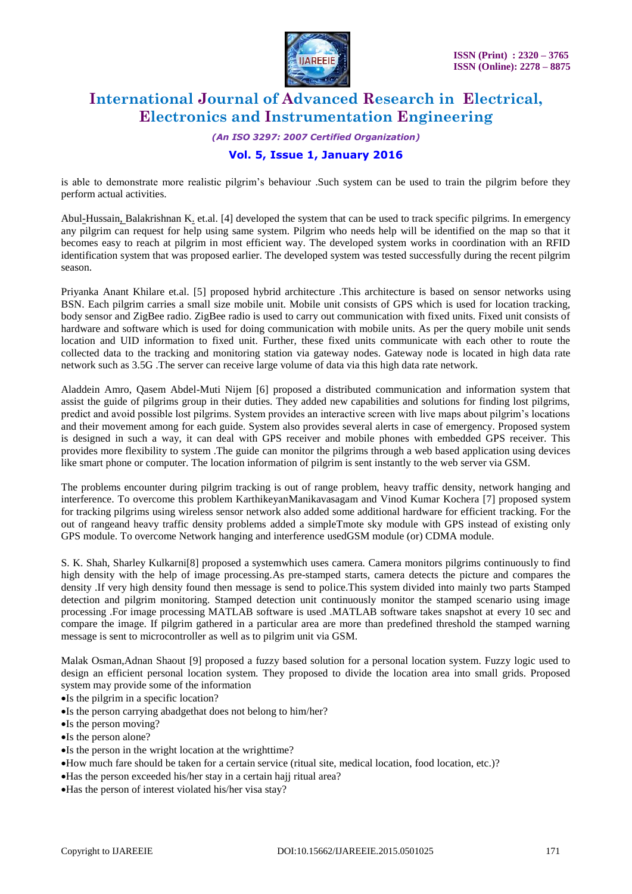is able to demonstrate more realistic pilgrim's behaviour .Such system can be used to train the pilgrim before they perform actual activities.

Abul-Hussain, Balakrishnan K. et.al. [4] developed the system that can be used to track specific pilgrims. In emergency any pilgrim can request for help using same system. Pilgrim who needs help will be identified on the map so that it becomes easy to reach at pilgrim in most efficient way. The developed system works in coordination with an RFID identification system that was proposed earlier. The developed system was tested successfully during the recent pilgrim season.

Priyanka Anant Khilare et.al. [5] proposed hybrid architecture .This architecture is based on sensor networks using BSN. Each pilgrim carries a small size mobile unit. Mobile unit consists of GPS which is used for location tracking, body sensor and ZigBee radio. ZigBee radio is used to carry out communication with fixed units. Fixed unit consists of hardware and software which is used for doing communication with mobile units. As per the query mobile unit sends location and UID information to fixed unit. Further, these fixed units communicate with each other to route the collected data to the tracking and monitoring station via gateway nodes. Gateway node is located in high data rate network such as 3.5G .The server can receive large volume of data via this high data rate network.

Aladdein Amro, Qasem Abdel-Muti Nijem [6] proposed a distributed communication and information system that assist the guide of pilgrims group in their duties. They added new capabilities and solutions for finding lost pilgrims, predict and avoid possible lost pilgrims. System provides an interactive screen with live maps about pilgrim's locations and their movement among for each guide. System also provides several alerts in case of emergency. Proposed system is designed in such a way, it can deal with GPS receiver and mobile phones with embedded GPS receiver. This provides more flexibility to system .The guide can monitor the pilgrims through a web based application using devices like smart phone or computer. The location information of pilgrim is sent instantly to the web server via GSM.

The problems encounter during pilgrim tracking is out of range problem, heavy traffic density, network hanging and interference. To overcome this problem KarthikeyanManikavasagam and Vinod Kumar Kochera [7] proposed system for tracking pilgrims using wireless sensor network also added some additional hardware for efficient tracking. For the out of rangeand heavy traffic density problems added a simpleTmote sky module with GPS instead of existing only GPS module. To overcome Network hanging and interference usedGSM module (or) CDMA module.

S. K. Shah, Sharley Kulkarni[8] proposed a systemwhich uses camera. Camera monitors pilgrims continuously to find high density with the help of image processing.As pre-stamped starts, camera detects the picture and compares the density .If very high density found then message is send to police.This system divided into mainly two parts Stamped detection and pilgrim monitoring. Stamped detection unit continuously monitor the stamped scenario using image processing .For image processing MATLAB software is used .MATLAB software takes snapshot at every 10 sec and compare the image. If pilgrim gathered in a particular area are more than predefined threshold the stamped warning message is sent to microcontroller as well as to pilgrim unit via GSM.

Malak Osman,Adnan Shaout [9] proposed a fuzzy based solution for a personal location system. Fuzzy logic used to design an efficient personal location system. They proposed to divide the location area into small grids. Proposed system may provide some of the information

- Is the pilgrim in a specific location?
- Is the person carrying abadgethat does not belong to him/her?
- Is the person moving?
- Is the person alone?
- Is the person in the wright location at the wrighttime?
- How much fare should be taken for a certain service (ritual site, medical location, food location, etc.)?
- Has the person exceeded his/her stay in a certain hajj ritual area?
- Has the person of interest violated his/her visa stay?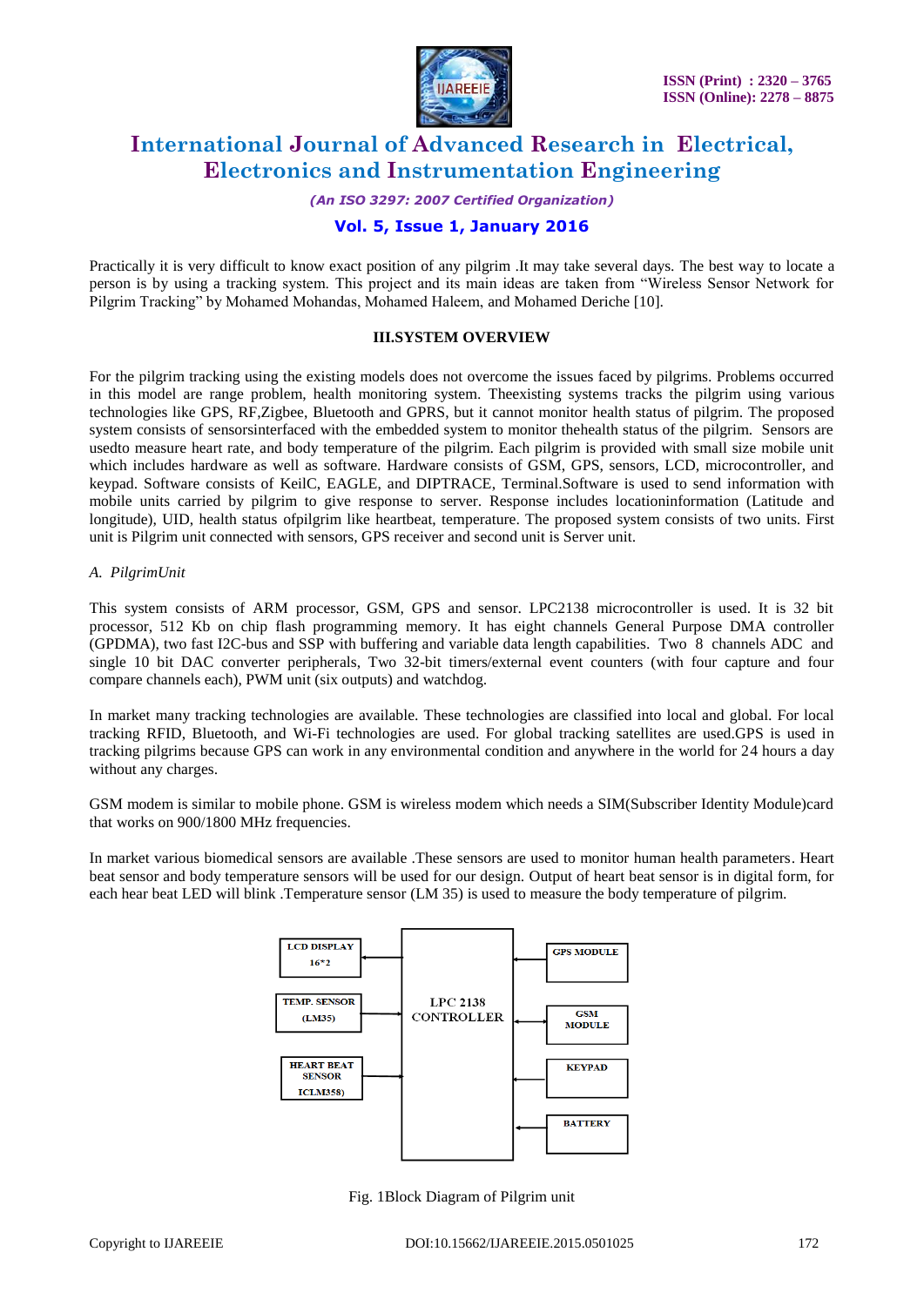Practically it is very difficult to know exact position of any pilgrim .It may take several days. The best way to locate a person is by using a tracking system. This project and its main ideas are taken from "Wireless Sensor Network for Pilgrim Tracking" by Mohamed Mohandas, Mohamed Haleem, and Mohamed Deriche [10].

## III.SYSTEM OVERVIEW

For the pilgrim tracking using the existing models does not overcome the issues faced by pilgrims. Problems occurred in this model are range problem, health monitoring system. Theexisting systems tracks the pilgrim using various technologies like GPS, RF,Zigbee, Bluetooth and GPRS, but it cannot monitor health status of pilgrim. The proposed system consists of sensorsinterfaced with the embedded system to monitor thehealth status of the pilgrim. Sensors are usedto measure heart rate, and body temperature of the pilgrim. Each pilgrim is provided with small size mobile unit which includes hardware as well as software. Hardware consists of GSM, GPS, sensors, LCD, microcontroller, and keypad. Software consists of KeilC, EAGLE, and DIPTRACE, Terminal.Software is used to send information with mobile units carried by pilgrim to give response to server. Response includes locationinformation (Latitude and longitude), UID, health status ofpilgrim like heartbeat, temperature. The proposed system consists of two units. First unit is Pilgrim unit connected with sensors, GPS receiver and second unit is Server unit.

### *A. PilgrimUnit*

This system consists of ARM processor, GSM, GPS and sensor. LPC2138 microcontroller is used. It is 32 bit processor, 512 Kb on chip flash programming memory. It has eight channels General Purpose DMA controller (GPDMA), two fast I2C-bus and SSP with buffering and variable data length capabilities. Two 8 channels ADC and single 10 bit DAC converter peripherals, Two 32-bit timers/external event counters (with four capture and four compare channels each), PWM unit (six outputs) and watchdog.

In market many tracking technologies are available. These technologies are classified into local and global. For local tracking RFID, Bluetooth, and Wi-Fi technologies are used. For global tracking satellites are used.GPS is used in tracking pilgrims because GPS can work in any environmental condition and anywhere in the world for 24 hours a day without any charges.

GSM modem is similar to mobile phone. GSM is wireless modem which needs a SIM(Subscriber Identity Module)card that works on 900/1800 MHz frequencies.

In market various biomedical sensors are available .These sensors are used to monitor human health parameters. Heart beat sensor and body temperature sensors will be used for our design. Output of heart beat sensor is in digital form, for each hear beat LED will blink .Temperature sensor (LM 35) is used to measure the body temperature of pilgrim.

LCD DISPLAY 16*2

TEMP. SENSOR (LM35)

HEART BEAT SENSOR ICLM358)

LPC 2138 CONTROLLER

GPS MODULE

GSM MODULE

KEYPAD

BATTERY

Fig. 1Block Diagram of Pilgrim unit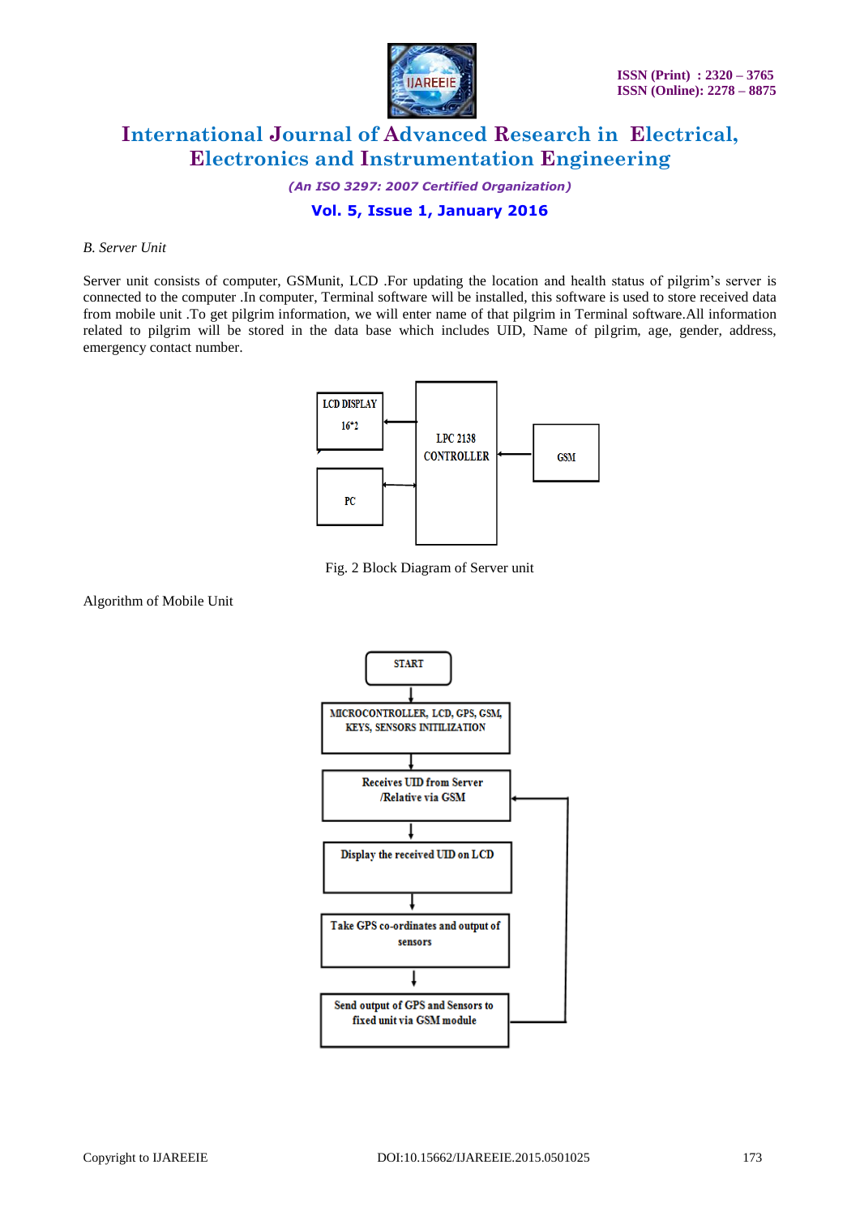*B. Server Unit*

Server unit consists of computer, GSMunit, LCD .For updating the location and health status of pilgrim's server is connected to the computer .In computer, Terminal software will be installed, this software is used to store received data from mobile unit .To get pilgrim information, we will enter name of that pilgrim in Terminal software.All information related to pilgrim will be stored in the data base which includes UID, Name of pilgrim, age, gender, address, emergency contact number.

Fig. 2 Block Diagram of Server unit

Algorithm of Mobile Unit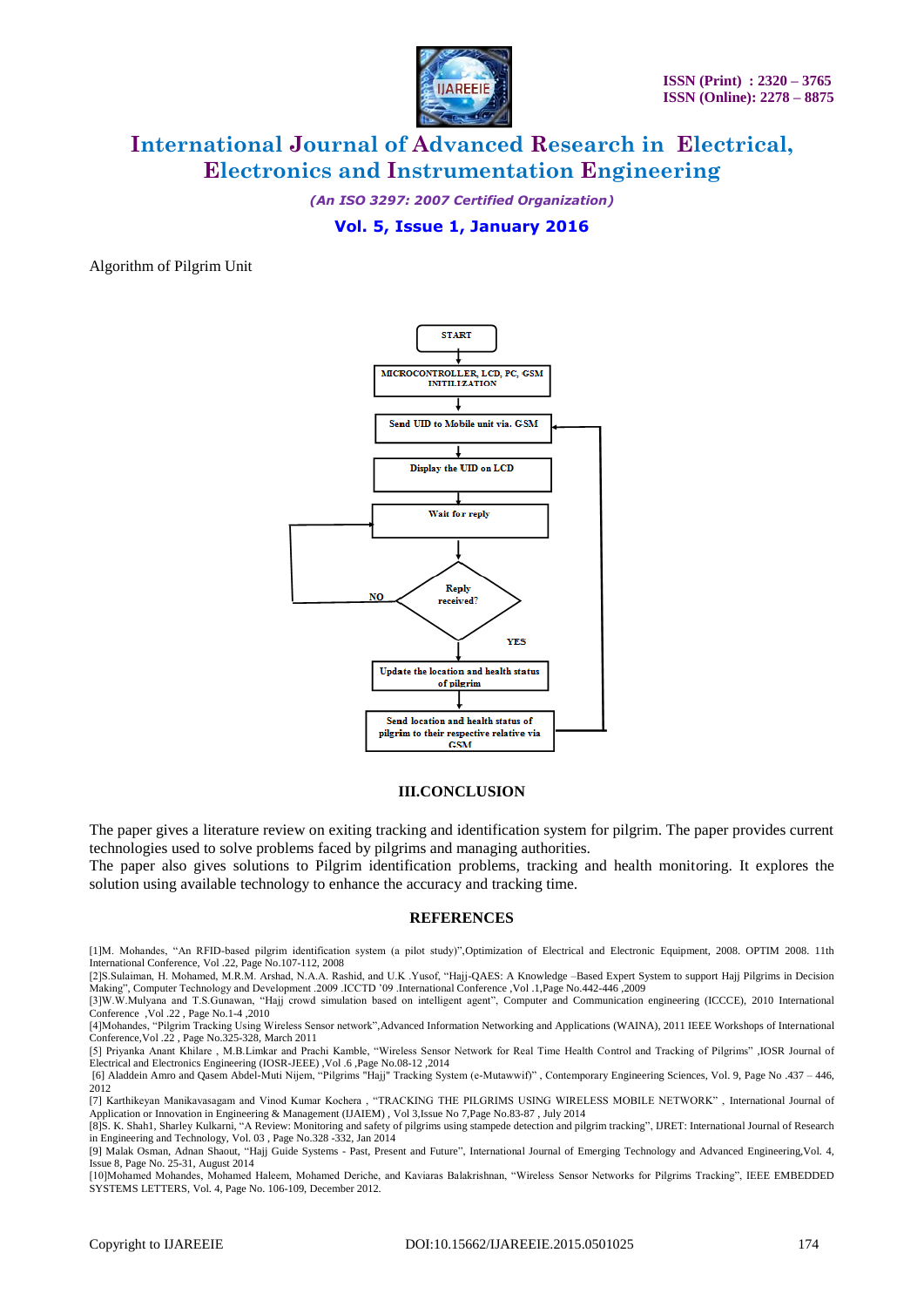Algorithm of Pilgrim Unit

START

MICROCONTROLLER, LCD, PC, GSM INITILIZATION

Send UID to Mobile unit via. GSM

Display the UID on LCD

Wait for reply

Reply received?

NO

YES

Update the location and health status of pilgrim

Send location and health status of pilgrim to their respective relative via GSM

## III.CONCLUSION

The paper gives a literature review on exiting tracking and identification system for pilgrim. The paper provides current technologies used to solve problems faced by pilgrims and managing authorities.
The paper also gives solutions to Pilgrim identification problems, tracking and health monitoring. It explores the solution using available technology to enhance the accuracy and tracking time.

## REFERENCES

[1]M. Mohandes, "An RFID-based pilgrim identification system (a pilot study)",Optimization of Electrical and Electronic Equipment, 2008. OPTIM 2008. 11th International Conference, Vol .22, Page No.107-112, 2008

[2]S.Sulaiman, H. Mohamed, M.R.M. Arshad, N.A.A. Rashid, and U.K .Yusof, "Hajj-QAES: A Knowledge –Based Expert System to support Hajj Pilgrims in Decision Making", Computer Technology and Development .2009 .ICCTD '09 .International Conference ,Vol .1,Page No.442-446 ,2009

[3]W.W.Mulyana and T.S.Gunawan, "Hajj crowd simulation based on intelligent agent", Computer and Communication engineering (ICCCE), 2010 International Conference ,Vol .22 , Page No.1-4 ,2010

[4]Mohandes, "Pilgrim Tracking Using Wireless Sensor network",Advanced Information Networking and Applications (WAINA), 2011 IEEE Workshops of International Conference,Vol .22 , Page No.325-328, March 2011

[5] Priyanka Anant Khilare , M.B.Limkar and Prachi Kamble, "Wireless Sensor Network for Real Time Health Control and Tracking of Pilgrims" ,IOSR Journal of Electrical and Electronics Engineering (IOSR-JEEE) ,Vol .6 ,Page No.08-12 ,2014

[6] Aladdein Amro and Qasem Abdel-Muti Nijem, "Pilgrims "Hajj" Tracking System (e-Mutawwif)" , Contemporary Engineering Sciences, Vol. 9, Page No .437 – 446, 2012

[7] Karthikeyan Manikavasagam and Vinod Kumar Kochera , "TRACKING THE PILGRIMS USING WIRELESS MOBILE NETWORK" , International Journal of Application or Innovation in Engineering & Management (IJAIEM) , Vol 3,Issue No 7,Page No.83-87 , July 2014

[8]S. K. Shah1, Sharley Kulkarni, "A Review: Monitoring and safety of pilgrims using stampede detection and pilgrim tracking", IJRET: International Journal of Research in Engineering and Technology, Vol. 03 , Page No.328 -332, Jan 2014

[9] Malak Osman, Adnan Shaout, "Hajj Guide Systems - Past, Present and Future", International Journal of Emerging Technology and Advanced Engineering,Vol. 4, Issue 8, Page No. 25-31, August 2014

[10]Mohamed Mohandes, Mohamed Haleem, Mohamed Deriche, and Kaviaras Balakrishnan, "Wireless Sensor Networks for Pilgrims Tracking", IEEE EMBEDDED SYSTEMS LETTERS, Vol. 4, Page No. 106-109, December 2012.